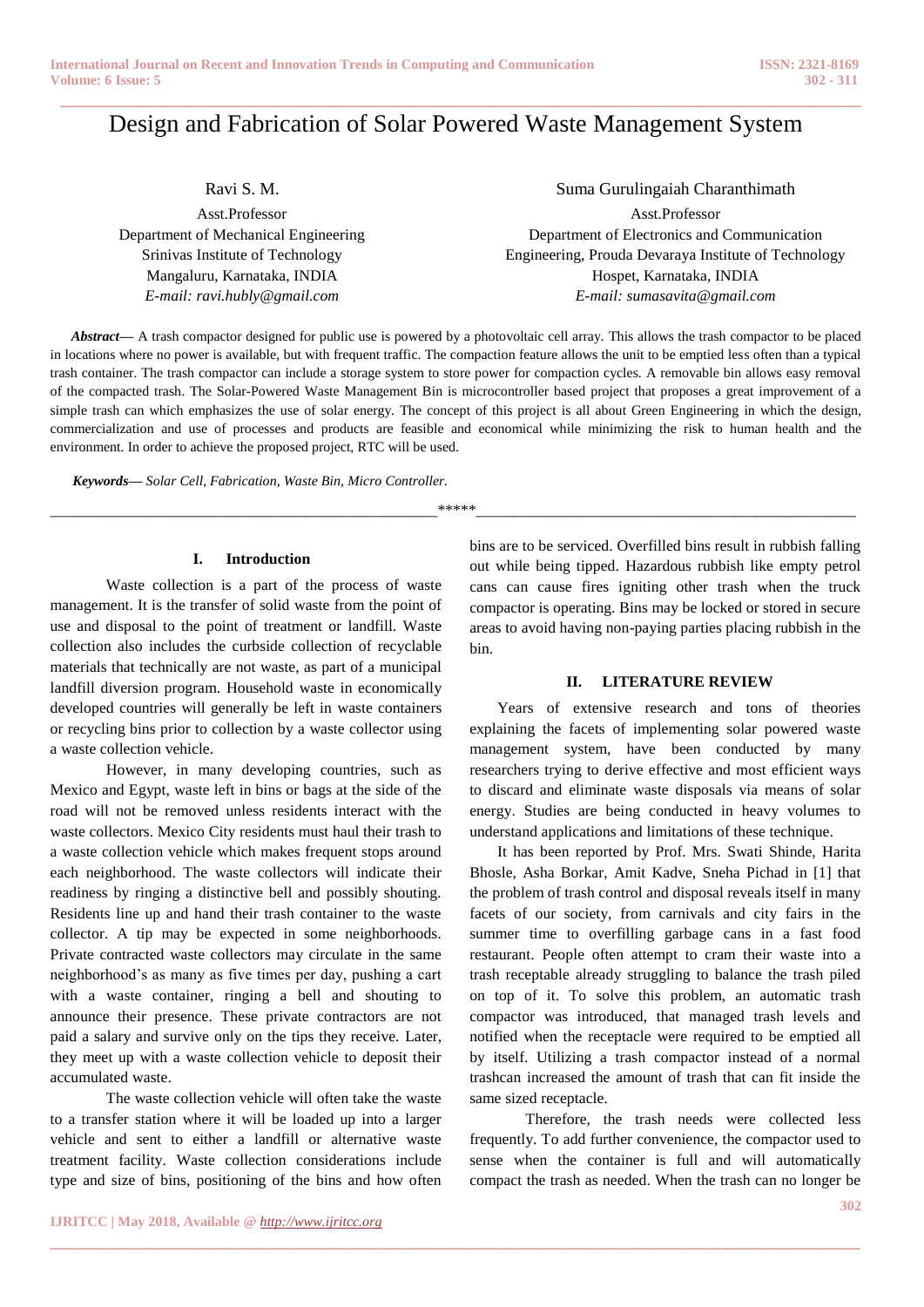# Design and Fabrication of Solar Powered Waste Management System

Ravi S. M.
Asst.Professor
Department of Mechanical Engineering
Srinivas Institute of Technology
Mangaluru, Karnataka, INDIA
*E-mail: ravi.hubly@gmail.com*

Suma Gurulingaiah Charanthimath
Asst.Professor
Department of Electronics and Communication Engineering, Prouda Devaraya Institute of Technology
Hospet, Karnataka, INDIA
*E-mail: sumasavita@gmail.com*

***Abstract***— A trash compactor designed for public use is powered by a photovoltaic cell array. This allows the trash compactor to be placed in locations where no power is available, but with frequent traffic. The compaction feature allows the unit to be emptied less often than a typical trash container. The trash compactor can include a storage system to store power for compaction cycles. A removable bin allows easy removal of the compacted trash. The Solar-Powered Waste Management Bin is microcontroller based project that proposes a great improvement of a simple trash can which emphasizes the use of solar energy. The concept of this project is all about Green Engineering in which the design, commercialization and use of processes and products are feasible and economical while minimizing the risk to human health and the environment. In order to achieve the proposed project, RTC will be used.

***Keywords***— *Solar Cell, Fabrication, Waste Bin, Micro Controller.*

\*\*\*\*\*

## I. Introduction

Waste collection is a part of the process of waste management. It is the transfer of solid waste from the point of use and disposal to the point of treatment or landfill. Waste collection also includes the curbside collection of recyclable materials that technically are not waste, as part of a municipal landfill diversion program. Household waste in economically developed countries will generally be left in waste containers or recycling bins prior to collection by a waste collector using a waste collection vehicle.

However, in many developing countries, such as Mexico and Egypt, waste left in bins or bags at the side of the road will not be removed unless residents interact with the waste collectors. Mexico City residents must haul their trash to a waste collection vehicle which makes frequent stops around each neighborhood. The waste collectors will indicate their readiness by ringing a distinctive bell and possibly shouting. Residents line up and hand their trash container to the waste collector. A tip may be expected in some neighborhoods. Private contracted waste collectors may circulate in the same neighborhood's as many as five times per day, pushing a cart with a waste container, ringing a bell and shouting to announce their presence. These private contractors are not paid a salary and survive only on the tips they receive. Later, they meet up with a waste collection vehicle to deposit their accumulated waste.

The waste collection vehicle will often take the waste to a transfer station where it will be loaded up into a larger vehicle and sent to either a landfill or alternative waste treatment facility. Waste collection considerations include type and size of bins, positioning of the bins and how often bins are to be serviced. Overfilled bins result in rubbish falling out while being tipped. Hazardous rubbish like empty petrol cans can cause fires igniting other trash when the truck compactor is operating. Bins may be locked or stored in secure areas to avoid having non-paying parties placing rubbish in the bin.

## II. LITERATURE REVIEW

Years of extensive research and tons of theories explaining the facets of implementing solar powered waste management system, have been conducted by many researchers trying to derive effective and most efficient ways to discard and eliminate waste disposals via means of solar energy. Studies are being conducted in heavy volumes to understand applications and limitations of these technique.

It has been reported by Prof. Mrs. Swati Shinde, Harita Bhosle, Asha Borkar, Amit Kadve, Sneha Pichad in [1] that the problem of trash control and disposal reveals itself in many facets of our society, from carnivals and city fairs in the summer time to overfilling garbage cans in a fast food restaurant. People often attempt to cram their waste into a trash receptable already struggling to balance the trash piled on top of it. To solve this problem, an automatic trash compactor was introduced, that managed trash levels and notified when the receptacle were required to be emptied all by itself. Utilizing a trash compactor instead of a normal trashcan increased the amount of trash that can fit inside the same sized receptacle.

Therefore, the trash needs were collected less frequently. To add further convenience, the compactor used to sense when the container is full and will automatically compact the trash as needed. When the trash can no longer be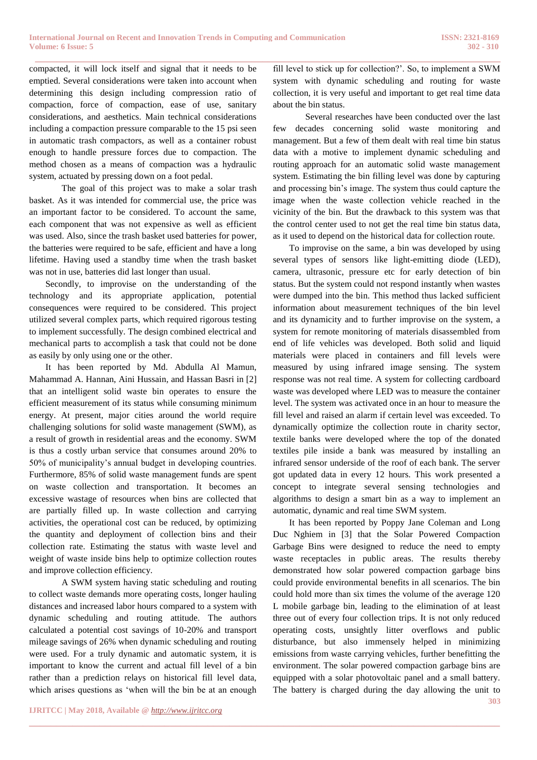compacted, it will lock itself and signal that it needs to be emptied. Several considerations were taken into account when determining this design including compression ratio of compaction, force of compaction, ease of use, sanitary considerations, and aesthetics. Main technical considerations including a compaction pressure comparable to the 15 psi seen in automatic trash compactors, as well as a container robust enough to handle pressure forces due to compaction. The method chosen as a means of compaction was a hydraulic system, actuated by pressing down on a foot pedal.

The goal of this project was to make a solar trash basket. As it was intended for commercial use, the price was an important factor to be considered. To account the same, each component that was not expensive as well as efficient was used. Also, since the trash basket used batteries for power, the batteries were required to be safe, efficient and have a long lifetime. Having used a standby time when the trash basket was not in use, batteries did last longer than usual.

Secondly, to improvise on the understanding of the technology and its appropriate application, potential consequences were required to be considered. This project utilized several complex parts, which required rigorous testing to implement successfully. The design combined electrical and mechanical parts to accomplish a task that could not be done as easily by only using one or the other.

It has been reported by Md. Abdulla Al Mamun, Mahammad A. Hannan, Aini Hussain, and Hassan Basri in [2] that an intelligent solid waste bin operates to ensure the efficient measurement of its status while consuming minimum energy. At present, major cities around the world require challenging solutions for solid waste management (SWM), as a result of growth in residential areas and the economy. SWM is thus a costly urban service that consumes around 20% to 50% of municipality's annual budget in developing countries. Furthermore, 85% of solid waste management funds are spent on waste collection and transportation. It becomes an excessive wastage of resources when bins are collected that are partially filled up. In waste collection and carrying activities, the operational cost can be reduced, by optimizing the quantity and deployment of collection bins and their collection rate. Estimating the status with waste level and weight of waste inside bins help to optimize collection routes and improve collection efficiency.

A SWM system having static scheduling and routing to collect waste demands more operating costs, longer hauling distances and increased labor hours compared to a system with dynamic scheduling and routing attitude. The authors calculated a potential cost savings of 10-20% and transport mileage savings of 26% when dynamic scheduling and routing were used. For a truly dynamic and automatic system, it is important to know the current and actual fill level of a bin rather than a prediction relays on historical fill level data, which arises questions as 'when will the bin be at an enough fill level to stick up for collection?'. So, to implement a SWM system with dynamic scheduling and routing for waste collection, it is very useful and important to get real time data about the bin status.

Several researches have been conducted over the last few decades concerning solid waste monitoring and management. But a few of them dealt with real time bin status data with a motive to implement dynamic scheduling and routing approach for an automatic solid waste management system. Estimating the bin filling level was done by capturing and processing bin's image. The system thus could capture the image when the waste collection vehicle reached in the vicinity of the bin. But the drawback to this system was that the control center used to not get the real time bin status data, as it used to depend on the historical data for collection route.

To improvise on the same, a bin was developed by using several types of sensors like light-emitting diode (LED), camera, ultrasonic, pressure etc for early detection of bin status. But the system could not respond instantly when wastes were dumped into the bin. This method thus lacked sufficient information about measurement techniques of the bin level and its dynamicity and to further improvise on the system, a system for remote monitoring of materials disassembled from end of life vehicles was developed. Both solid and liquid materials were placed in containers and fill levels were measured by using infrared image sensing. The system response was not real time. A system for collecting cardboard waste was developed where LED was to measure the container level. The system was activated once in an hour to measure the fill level and raised an alarm if certain level was exceeded. To dynamically optimize the collection route in charity sector, textile banks were developed where the top of the donated textiles pile inside a bank was measured by installing an infrared sensor underside of the roof of each bank. The server got updated data in every 12 hours. This work presented a concept to integrate several sensing technologies and algorithms to design a smart bin as a way to implement an automatic, dynamic and real time SWM system.

It has been reported by Poppy Jane Coleman and Long Duc Nghiem in [3] that the Solar Powered Compaction Garbage Bins were designed to reduce the need to empty waste receptacles in public areas. The results thereby demonstrated how solar powered compaction garbage bins could provide environmental benefits in all scenarios. The bin could hold more than six times the volume of the average 120 L mobile garbage bin, leading to the elimination of at least three out of every four collection trips. It is not only reduced operating costs, unsightly litter overflows and public disturbance, but also immensely helped in minimizing emissions from waste carrying vehicles, further benefitting the environment. The solar powered compaction garbage bins are equipped with a solar photovoltaic panel and a small battery. The battery is charged during the day allowing the unit to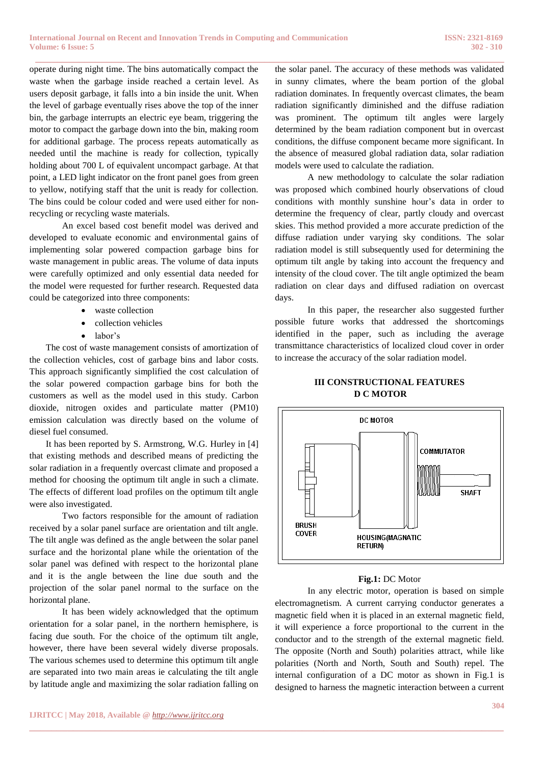operate during night time. The bins automatically compact the waste when the garbage inside reached a certain level. As users deposit garbage, it falls into a bin inside the unit. When the level of garbage eventually rises above the top of the inner bin, the garbage interrupts an electric eye beam, triggering the motor to compact the garbage down into the bin, making room for additional garbage. The process repeats automatically as needed until the machine is ready for collection, typically holding about 700 L of equivalent uncompact garbage. At that point, a LED light indicator on the front panel goes from green to yellow, notifying staff that the unit is ready for collection. The bins could be colour coded and were used either for non-recycling or recycling waste materials.

An excel based cost benefit model was derived and developed to evaluate economic and environmental gains of implementing solar powered compaction garbage bins for waste management in public areas. The volume of data inputs were carefully optimized and only essential data needed for the model were requested for further research. Requested data could be categorized into three components:

- waste collection
- collection vehicles
- labor's

The cost of waste management consists of amortization of the collection vehicles, cost of garbage bins and labor costs. This approach significantly simplified the cost calculation of the solar powered compaction garbage bins for both the customers as well as the model used in this study. Carbon dioxide, nitrogen oxides and particulate matter (PM10) emission calculation was directly based on the volume of diesel fuel consumed.

It has been reported by S. Armstrong, W.G. Hurley in [4] that existing methods and described means of predicting the solar radiation in a frequently overcast climate and proposed a method for choosing the optimum tilt angle in such a climate. The effects of different load profiles on the optimum tilt angle were also investigated.

Two factors responsible for the amount of radiation received by a solar panel surface are orientation and tilt angle. The tilt angle was defined as the angle between the solar panel surface and the horizontal plane while the orientation of the solar panel was defined with respect to the horizontal plane and it is the angle between the line due south and the projection of the solar panel normal to the surface on the horizontal plane.

It has been widely acknowledged that the optimum orientation for a solar panel, in the northern hemisphere, is facing due south. For the choice of the optimum tilt angle, however, there have been several widely diverse proposals. The various schemes used to determine this optimum tilt angle are separated into two main areas ie calculating the tilt angle by latitude angle and maximizing the solar radiation falling on the solar panel. The accuracy of these methods was validated in sunny climates, where the beam portion of the global radiation dominates. In frequently overcast climates, the beam radiation significantly diminished and the diffuse radiation was prominent. The optimum tilt angles were largely determined by the beam radiation component but in overcast conditions, the diffuse component became more significant. In the absence of measured global radiation data, solar radiation models were used to calculate the radiation.

A new methodology to calculate the solar radiation was proposed which combined hourly observations of cloud conditions with monthly sunshine hour's data in order to determine the frequency of clear, partly cloudy and overcast skies. This method provided a more accurate prediction of the diffuse radiation under varying sky conditions. The solar radiation model is still subsequently used for determining the optimum tilt angle by taking into account the frequency and intensity of the cloud cover. The tilt angle optimized the beam radiation on clear days and diffused radiation on overcast days.

In this paper, the researcher also suggested further possible future works that addressed the shortcomings identified in the paper, such as including the average transmittance characteristics of localized cloud cover in order to increase the accuracy of the solar radiation model.

## III CONSTRUCTIONAL FEATURES D C MOTOR

DC MOTOR

COMMUTATOR

SHAFT

BRUSH COVER

HOUSING(MAGNATIC RETURN)

**Fig.1:** DC Motor

In any electric motor, operation is based on simple electromagnetism. A current carrying conductor generates a magnetic field when it is placed in an external magnetic field, it will experience a force proportional to the current in the conductor and to the strength of the external magnetic field. The opposite (North and South) polarities attract, while like polarities (North and North, South and South) repel. The internal configuration of a DC motor as shown in Fig.1 is designed to harness the magnetic interaction between a current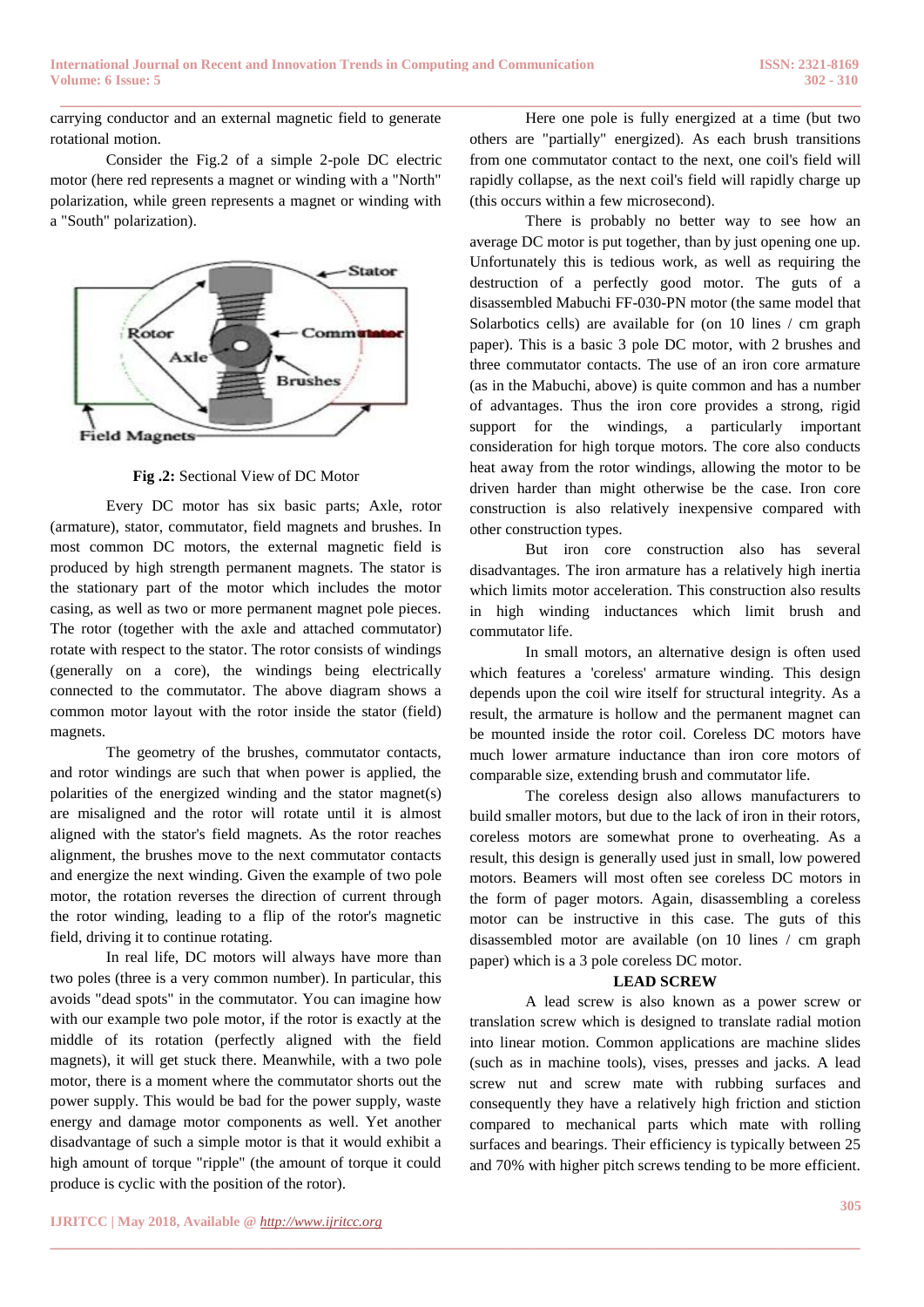carrying conductor and an external magnetic field to generate rotational motion.

Consider the Fig.2 of a simple 2-pole DC electric motor (here red represents a magnet or winding with a "North" polarization, while green represents a magnet or winding with a "South" polarization).

**Fig .2:** Sectional View of DC Motor

Every DC motor has six basic parts; Axle, rotor (armature), stator, commutator, field magnets and brushes. In most common DC motors, the external magnetic field is produced by high strength permanent magnets. The stator is the stationary part of the motor which includes the motor casing, as well as two or more permanent magnet pole pieces. The rotor (together with the axle and attached commutator) rotate with respect to the stator. The rotor consists of windings (generally on a core), the windings being electrically connected to the commutator. The above diagram shows a common motor layout with the rotor inside the stator (field) magnets.

The geometry of the brushes, commutator contacts, and rotor windings are such that when power is applied, the polarities of the energized winding and the stator magnet(s) are misaligned and the rotor will rotate until it is almost aligned with the stator's field magnets. As the rotor reaches alignment, the brushes move to the next commutator contacts and energize the next winding. Given the example of two pole motor, the rotation reverses the direction of current through the rotor winding, leading to a flip of the rotor's magnetic field, driving it to continue rotating.

In real life, DC motors will always have more than two poles (three is a very common number). In particular, this avoids "dead spots" in the commutator. You can imagine how with our example two pole motor, if the rotor is exactly at the middle of its rotation (perfectly aligned with the field magnets), it will get stuck there. Meanwhile, with a two pole motor, there is a moment where the commutator shorts out the power supply. This would be bad for the power supply, waste energy and damage motor components as well. Yet another disadvantage of such a simple motor is that it would exhibit a high amount of torque "ripple" (the amount of torque it could produce is cyclic with the position of the rotor).

Here one pole is fully energized at a time (but two others are "partially" energized). As each brush transitions from one commutator contact to the next, one coil's field will rapidly collapse, as the next coil's field will rapidly charge up (this occurs within a few microsecond).

There is probably no better way to see how an average DC motor is put together, than by just opening one up. Unfortunately this is tedious work, as well as requiring the destruction of a perfectly good motor. The guts of a disassembled Mabuchi FF-030-PN motor (the same model that Solarbotics cells) are available for (on 10 lines / cm graph paper). This is a basic 3 pole DC motor, with 2 brushes and three commutator contacts. The use of an iron core armature (as in the Mabuchi, above) is quite common and has a number of advantages. Thus the iron core provides a strong, rigid support for the windings, a particularly important consideration for high torque motors. The core also conducts heat away from the rotor windings, allowing the motor to be driven harder than might otherwise be the case. Iron core construction is also relatively inexpensive compared with other construction types.

But iron core construction also has several disadvantages. The iron armature has a relatively high inertia which limits motor acceleration. This construction also results in high winding inductances which limit brush and commutator life.

In small motors, an alternative design is often used which features a 'coreless' armature winding. This design depends upon the coil wire itself for structural integrity. As a result, the armature is hollow and the permanent magnet can be mounted inside the rotor coil. Coreless DC motors have much lower armature inductance than iron core motors of comparable size, extending brush and commutator life.

The coreless design also allows manufacturers to build smaller motors, but due to the lack of iron in their rotors, coreless motors are somewhat prone to overheating. As a result, this design is generally used just in small, low powered motors. Beamers will most often see coreless DC motors in the form of pager motors. Again, disassembling a coreless motor can be instructive in this case. The guts of this disassembled motor are available (on 10 lines / cm graph paper) which is a 3 pole coreless DC motor.

## LEAD SCREW

A lead screw is also known as a power screw or translation screw which is designed to translate radial motion into linear motion. Common applications are machine slides (such as in machine tools), vises, presses and jacks. A lead screw nut and screw mate with rubbing surfaces and consequently they have a relatively high friction and stiction compared to mechanical parts which mate with rolling surfaces and bearings. Their efficiency is typically between 25 and 70% with higher pitch screws tending to be more efficient.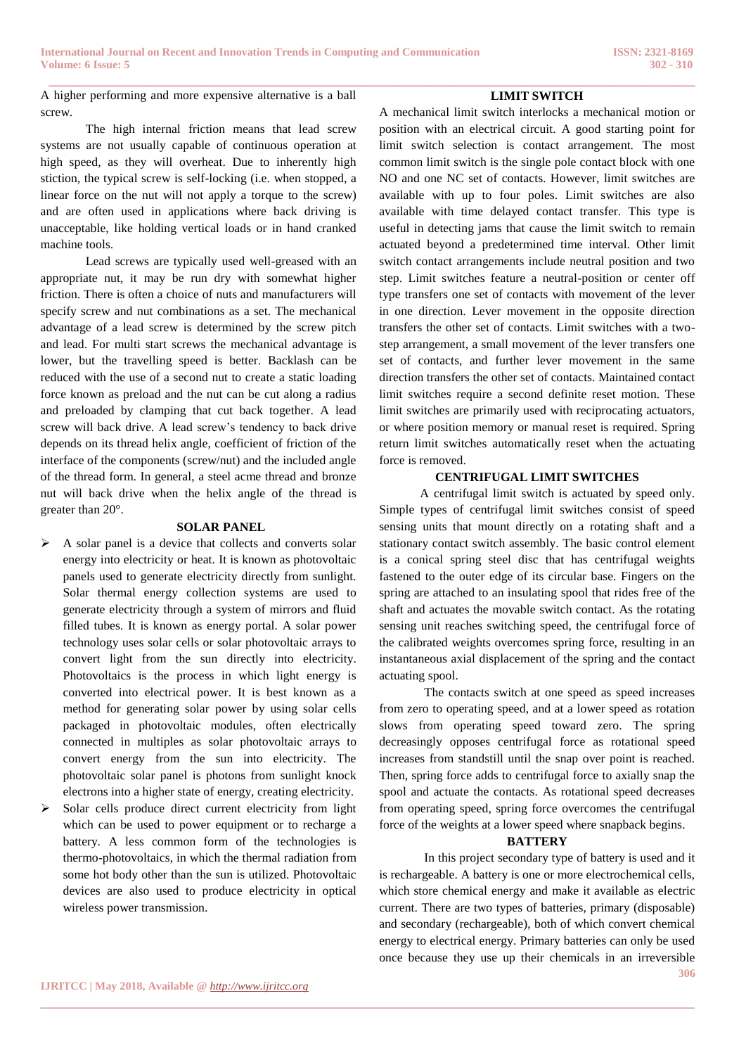A higher performing and more expensive alternative is a ball screw.

The high internal friction means that lead screw systems are not usually capable of continuous operation at high speed, as they will overheat. Due to inherently high stiction, the typical screw is self-locking (i.e. when stopped, a linear force on the nut will not apply a torque to the screw) and are often used in applications where back driving is unacceptable, like holding vertical loads or in hand cranked machine tools.

Lead screws are typically used well-greased with an appropriate nut, it may be run dry with somewhat higher friction. There is often a choice of nuts and manufacturers will specify screw and nut combinations as a set. The mechanical advantage of a lead screw is determined by the screw pitch and lead. For multi start screws the mechanical advantage is lower, but the travelling speed is better. Backlash can be reduced with the use of a second nut to create a static loading force known as preload and the nut can be cut along a radius and preloaded by clamping that cut back together. A lead screw will back drive. A lead screw's tendency to back drive depends on its thread helix angle, coefficient of friction of the interface of the components (screw/nut) and the included angle of the thread form. In general, a steel acme thread and bronze nut will back drive when the helix angle of the thread is greater than 20°.

## SOLAR PANEL

- A solar panel is a device that collects and converts solar energy into electricity or heat. It is known as photovoltaic panels used to generate electricity directly from sunlight. Solar thermal energy collection systems are used to generate electricity through a system of mirrors and fluid filled tubes. It is known as energy portal. A solar power technology uses solar cells or solar photovoltaic arrays to convert light from the sun directly into electricity. Photovoltaics is the process in which light energy is converted into electrical power. It is best known as a method for generating solar power by using solar cells packaged in photovoltaic modules, often electrically connected in multiples as solar photovoltaic arrays to convert energy from the sun into electricity. The photovoltaic solar panel is photons from sunlight knock electrons into a higher state of energy, creating electricity.
- Solar cells produce direct current electricity from light which can be used to power equipment or to recharge a battery. A less common form of the technologies is thermo-photovoltaics, in which the thermal radiation from some hot body other than the sun is utilized. Photovoltaic devices are also used to produce electricity in optical wireless power transmission.

## LIMIT SWITCH

A mechanical limit switch interlocks a mechanical motion or position with an electrical circuit. A good starting point for limit switch selection is contact arrangement. The most common limit switch is the single pole contact block with one NO and one NC set of contacts. However, limit switches are available with up to four poles. Limit switches are also available with time delayed contact transfer. This type is useful in detecting jams that cause the limit switch to remain actuated beyond a predetermined time interval. Other limit switch contact arrangements include neutral position and two step. Limit switches feature a neutral-position or center off type transfers one set of contacts with movement of the lever in one direction. Lever movement in the opposite direction transfers the other set of contacts. Limit switches with a two-step arrangement, a small movement of the lever transfers one set of contacts, and further lever movement in the same direction transfers the other set of contacts. Maintained contact limit switches require a second definite reset motion. These limit switches are primarily used with reciprocating actuators, or where position memory or manual reset is required. Spring return limit switches automatically reset when the actuating force is removed.

## CENTRIFUGAL LIMIT SWITCHES

A centrifugal limit switch is actuated by speed only. Simple types of centrifugal limit switches consist of speed sensing units that mount directly on a rotating shaft and a stationary contact switch assembly. The basic control element is a conical spring steel disc that has centrifugal weights fastened to the outer edge of its circular base. Fingers on the spring are attached to an insulating spool that rides free of the shaft and actuates the movable switch contact. As the rotating sensing unit reaches switching speed, the centrifugal force of the calibrated weights overcomes spring force, resulting in an instantaneous axial displacement of the spring and the contact actuating spool.

The contacts switch at one speed as speed increases from zero to operating speed, and at a lower speed as rotation slows from operating speed toward zero. The spring decreasingly opposes centrifugal force as rotational speed increases from standstill until the snap over point is reached. Then, spring force adds to centrifugal force to axially snap the spool and actuate the contacts. As rotational speed decreases from operating speed, spring force overcomes the centrifugal force of the weights at a lower speed where snapback begins.

## BATTERY

In this project secondary type of battery is used and it is rechargeable. A battery is one or more electrochemical cells, which store chemical energy and make it available as electric current. There are two types of batteries, primary (disposable) and secondary (rechargeable), both of which convert chemical energy to electrical energy. Primary batteries can only be used once because they use up their chemicals in an irreversible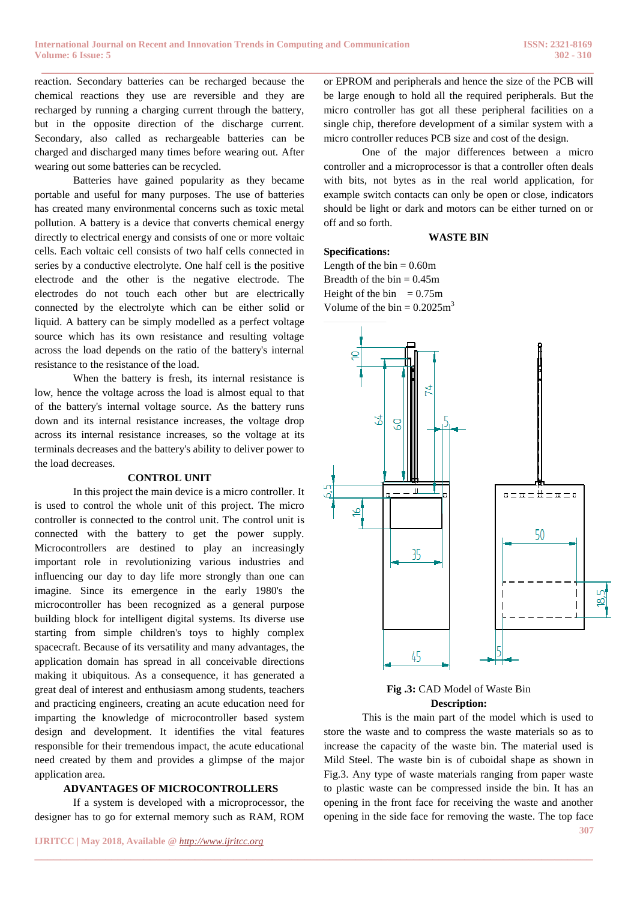reaction. Secondary batteries can be recharged because the chemical reactions they use are reversible and they are recharged by running a charging current through the battery, but in the opposite direction of the discharge current. Secondary, also called as rechargeable batteries can be charged and discharged many times before wearing out. After wearing out some batteries can be recycled.

Batteries have gained popularity as they became portable and useful for many purposes. The use of batteries has created many environmental concerns such as toxic metal pollution. A battery is a device that converts chemical energy directly to electrical energy and consists of one or more voltaic cells. Each voltaic cell consists of two half cells connected in series by a conductive electrolyte. One half cell is the positive electrode and the other is the negative electrode. The electrodes do not touch each other but are electrically connected by the electrolyte which can be either solid or liquid. A battery can be simply modelled as a perfect voltage source which has its own resistance and resulting voltage across the load depends on the ratio of the battery's internal resistance to the resistance of the load.

When the battery is fresh, its internal resistance is low, hence the voltage across the load is almost equal to that of the battery's internal voltage source. As the battery runs down and its internal resistance increases, the voltage drop across its internal resistance increases, so the voltage at its terminals decreases and the battery's ability to deliver power to the load decreases.

## CONTROL UNIT

In this project the main device is a micro controller. It is used to control the whole unit of this project. The micro controller is connected to the control unit. The control unit is connected with the battery to get the power supply. Microcontrollers are destined to play an increasingly important role in revolutionizing various industries and influencing our day to day life more strongly than one can imagine. Since its emergence in the early 1980's the microcontroller has been recognized as a general purpose building block for intelligent digital systems. Its diverse use starting from simple children's toys to highly complex spacecraft. Because of its versatility and many advantages, the application domain has spread in all conceivable directions making it ubiquitous. As a consequence, it has generated a great deal of interest and enthusiasm among students, teachers and practicing engineers, creating an acute education need for imparting the knowledge of microcontroller based system design and development. It identifies the vital features responsible for their tremendous impact, the acute educational need created by them and provides a glimpse of the major application area.

## ADVANTAGES OF MICROCONTROLLERS

If a system is developed with a microprocessor, the designer has to go for external memory such as RAM, ROM or EPROM and peripherals and hence the size of the PCB will be large enough to hold all the required peripherals. But the micro controller has got all these peripheral facilities on a single chip, therefore development of a similar system with a micro controller reduces PCB size and cost of the design.

One of the major differences between a micro controller and a microprocessor is that a controller often deals with bits, not bytes as in the real world application, for example switch contacts can only be open or close, indicators should be light or dark and motors can be either turned on or off and so forth.

## WASTE BIN

**Specifications:**

Length of the bin = 0.60m
Breadth of the bin = 0.45m
Height of the bin = 0.75m
Volume of the bin = $0.2025m^3$

**Fig .3:** CAD Model of Waste Bin

**Description:**

This is the main part of the model which is used to store the waste and to compress the waste materials so as to increase the capacity of the waste bin. The material used is Mild Steel. The waste bin is of cuboidal shape as shown in Fig.3. Any type of waste materials ranging from paper waste to plastic waste can be compressed inside the bin. It has an opening in the front face for receiving the waste and another opening in the side face for removing the waste. The top face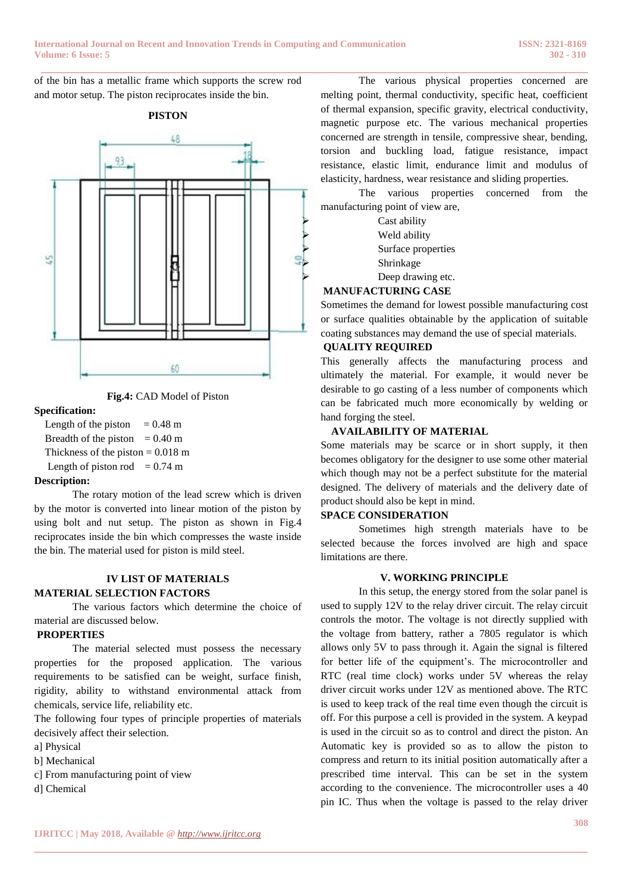of the bin has a metallic frame which supports the screw rod and motor setup. The piston reciprocates inside the bin.

**PISTON**

**Fig.4:** CAD Model of Piston

**Specification:**

Length of the piston = 0.48 m
Breadth of the piston = 0.40 m
Thickness of the piston = 0.018 m
Length of piston rod = 0.74 m

**Description:**

The rotary motion of the lead screw which is driven by the motor is converted into linear motion of the piston by using bolt and nut setup. The piston as shown in Fig.4 reciprocates inside the bin which compresses the waste inside the bin. The material used for piston is mild steel.

## IV LIST OF MATERIALS

### MATERIAL SELECTION FACTORS

The various factors which determine the choice of material are discussed below.

### PROPERTIES

The material selected must possess the necessary properties for the proposed application. The various requirements to be satisfied can be weight, surface finish, rigidity, ability to withstand environmental attack from chemicals, service life, reliability etc.

The following four types of principle properties of materials decisively affect their selection.

a] Physical
b] Mechanical
c] From manufacturing point of view
d] Chemical

The various physical properties concerned are melting point, thermal conductivity, specific heat, coefficient of thermal expansion, specific gravity, electrical conductivity, magnetic purpose etc. The various mechanical properties concerned are strength in tensile, compressive shear, bending, torsion and buckling load, fatigue resistance, impact resistance, elastic limit, endurance limit and modulus of elasticity, hardness, wear resistance and sliding properties.

The various properties concerned from the manufacturing point of view are,

- Cast ability
- Weld ability
- Surface properties
- Shrinkage
- Deep drawing etc.

### MANUFACTURING CASE

Sometimes the demand for lowest possible manufacturing cost or surface qualities obtainable by the application of suitable coating substances may demand the use of special materials.

### QUALITY REQUIRED

This generally affects the manufacturing process and ultimately the material. For example, it would never be desirable to go casting of a less number of components which can be fabricated much more economically by welding or hand forging the steel.

### AVAILABILITY OF MATERIAL

Some materials may be scarce or in short supply, it then becomes obligatory for the designer to use some other material which though may not be a perfect substitute for the material designed. The delivery of materials and the delivery date of product should also be kept in mind.

### SPACE CONSIDERATION

Sometimes high strength materials have to be selected because the forces involved are high and space limitations are there.

## V. WORKING PRINCIPLE

In this setup, the energy stored from the solar panel is used to supply 12V to the relay driver circuit. The relay circuit controls the motor. The voltage is not directly supplied with the voltage from battery, rather a 7805 regulator is which allows only 5V to pass through it. Again the signal is filtered for better life of the equipment's. The microcontroller and RTC (real time clock) works under 5V whereas the relay driver circuit works under 12V as mentioned above. The RTC is used to keep track of the real time even though the circuit is off. For this purpose a cell is provided in the system. A keypad is used in the circuit so as to control and direct the piston. An Automatic key is provided so as to allow the piston to compress and return to its initial position automatically after a prescribed time interval. This can be set in the system according to the convenience. The microcontroller uses a 40 pin IC. Thus when the voltage is passed to the relay driver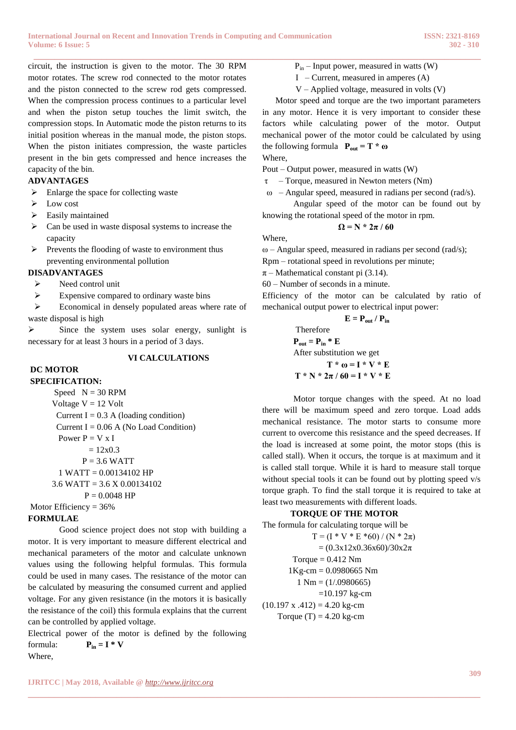circuit, the instruction is given to the motor. The 30 RPM motor rotates. The screw rod connected to the motor rotates and the piston connected to the screw rod gets compressed. When the compression process continues to a particular level and when the piston setup touches the limit switch, the compression stops. In Automatic mode the piston returns to its initial position whereas in the manual mode, the piston stops. When the piston initiates compression, the waste particles present in the bin gets compressed and hence increases the capacity of the bin.

**ADVANTAGES**

- Enlarge the space for collecting waste
- Low cost
- Easily maintained
- Can be used in waste disposal systems to increase the capacity
- Prevents the flooding of waste to environment thus preventing environmental pollution

**DISADVANTAGES**

- Need control unit
- Expensive compared to ordinary waste bins
- Economical in densely populated areas where rate of waste disposal is high
- Since the system uses solar energy, sunlight is necessary for at least 3 hours in a period of 3 days.

## VI CALCULATIONS

**DC MOTOR SPECIFICATION:**

Speed N = 30 RPM

Voltage V = 12 Volt

Current I = 0.3 A (loading condition)

Current I = 0.06 A (No Load Condition)

Power P = V x I

= 12x0.3

P = 3.6 WATT

1 WATT = 0.00134102 HP

3.6 WATT = 3.6 X 0.00134102

P = 0.0048 HP

Motor Efficiency = 36%

**FORMULAE**

Good science project does not stop with building a motor. It is very important to measure different electrical and mechanical parameters of the motor and calculate unknown values using the following helpful formulas. This formula could be used in many cases. The resistance of the motor can be calculated by measuring the consumed current and applied voltage. For any given resistance (in the motors it is basically the resistance of the coil) this formula explains that the current can be controlled by applied voltage.

Electrical power of the motor is defined by the following formula: $\mathbf{P_{in} = I * V}$

Where,

$P_{in}$ – Input power, measured in watts (W)

I – Current, measured in amperes (A)

V – Applied voltage, measured in volts (V)

Motor speed and torque are the two important parameters in any motor. Hence it is very important to consider these factors while calculating power of the motor. Output mechanical power of the motor could be calculated by using the following formula $\mathbf{P_{out} = T * \omega}$

Where,

Pout – Output power, measured in watts (W)

$\tau$ – Torque, measured in Newton meters (Nm)

$\omega$ – Angular speed, measured in radians per second (rad/s).

Angular speed of the motor can be found out by knowing the rotational speed of the motor in rpm.

$$\Omega = N * 2\pi / 60$$

Where,

$\omega$ – Angular speed, measured in radians per second (rad/s);

Rpm – rotational speed in revolutions per minute;

$\pi$ – Mathematical constant pi (3.14).

60 – Number of seconds in a minute.

Efficiency of the motor can be calculated by ratio of mechanical output power to electrical input power:

$$E = P_{out} / P_{in}$$

Therefore

$$P_{out} = P_{in} * E$$

After substitution we get

$$T * \omega = I * V * E$$

$$T * N * 2\pi / 60 = I * V * E$$

Motor torque changes with the speed. At no load there will be maximum speed and zero torque. Load adds mechanical resistance. The motor starts to consume more current to overcome this resistance and the speed decreases. If the load is increased at some point, the motor stops (this is called stall). When it occurs, the torque is at maximum and it is called stall torque. While it is hard to measure stall torque without special tools it can be found out by plotting speed v/s torque graph. To find the stall torque it is required to take at least two measurements with different loads.

**TORQUE OF THE MOTOR**

The formula for calculating torque will be

$$T = (I * V * E * 60) / (N * 2\pi)$$

$$= (0.3x12x0.36x60)/30x2\pi$$

Torque = 0.412 Nm

1Kg-cm = 0.0980665 Nm

1 Nm = (1/.0980665)

=10.197 kg-cm

(10.197 x .412) = 4.20 kg-cm

Torque (T) = 4.20 kg-cm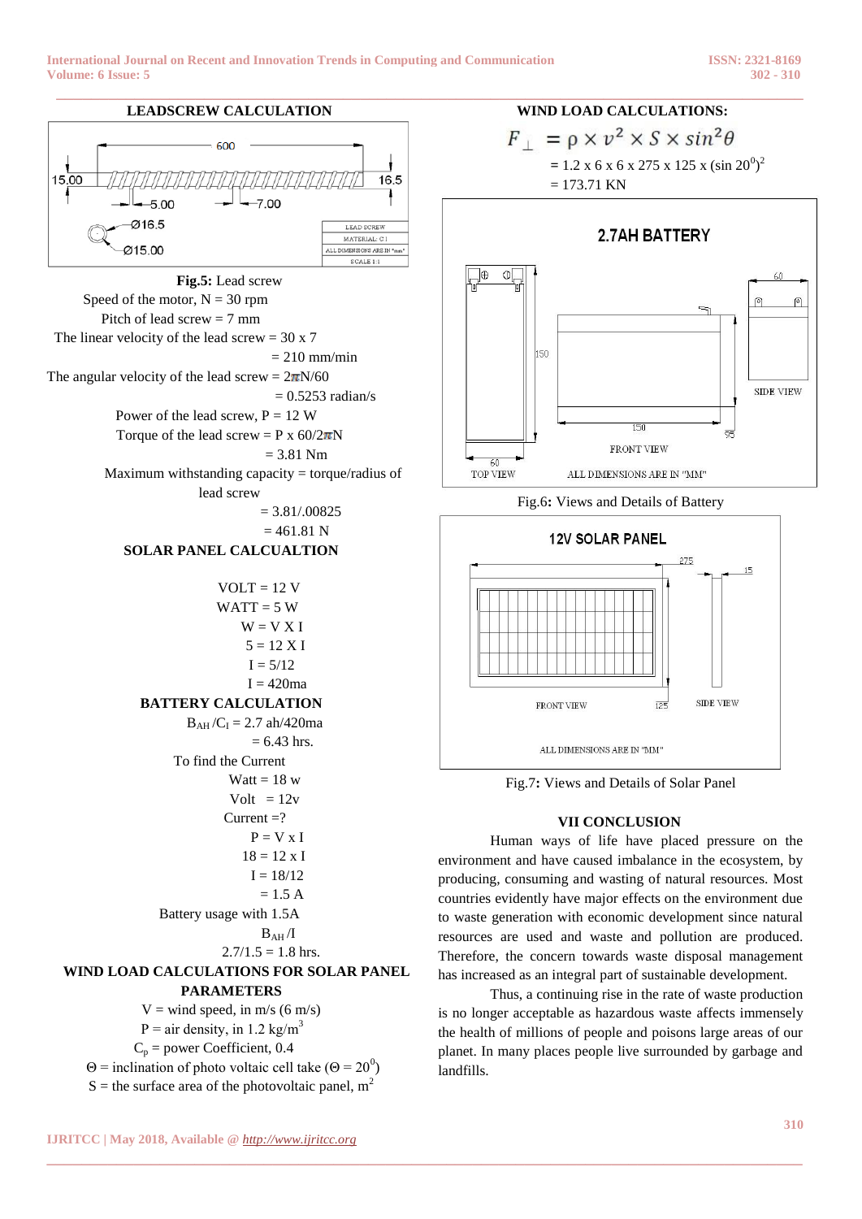## LEADSCREW CALCULATION

Fig.5: Lead screw

Speed of the motor, N = 30 rpm

Pitch of lead screw = 7 mm

The linear velocity of the lead screw = 30 x 7

= 210 mm/min

The angular velocity of the lead screw = $2\pi N/60$

= 0.5253 radian/s

Power of the lead screw, P = 12 W

Torque of the lead screw = P x $60/2\pi N$

= 3.81 Nm

Maximum withstanding capacity = torque/radius of lead screw

= 3.81/.00825

= 461.81 N

## SOLAR PANEL CALCUALTION

VOLT = 12 V

WATT = 5 W

W = V X I

5 = 12 X I

I = 5/12

I = 420ma

## BATTERY CALCULATION

$B_{AH}/C_I$ = 2.7 ah/420ma

= 6.43 hrs.

To find the Current

Watt = 18 w

Volt = 12v

Current =?

P = V x I

18 = 12 x I

I = 18/12

= 1.5 A

Battery usage with 1.5A

$B_{AH}/I$

2.7/1.5 = 1.8 hrs.

## WIND LOAD CALCULATIONS FOR SOLAR PANEL PARAMETERS

V = wind speed, in m/s (6 m/s)

P = air density, in 1.2 kg/m$^3$

$C_p$ = power Coefficient, 0.4

Θ = inclination of photo voltaic cell take (Θ = 20$^0$)

S = the surface area of the photovoltaic panel, m$^2$

## WIND LOAD CALCULATIONS:

$$F_{\perp} = \rho \times v^2 \times S \times sin^2\theta$$

= 1.2 x 6 x 6 x 275 x 125 x (sin 20$^0$)$^2$

= 173.71 KN

Fig.6: Views and Details of Battery

Fig.7: Views and Details of Solar Panel

## VII CONCLUSION

Human ways of life have placed pressure on the environment and have caused imbalance in the ecosystem, by producing, consuming and wasting of natural resources. Most countries evidently have major effects on the environment due to waste generation with economic development since natural resources are used and waste and pollution are produced. Therefore, the concern towards waste disposal management has increased as an integral part of sustainable development.

Thus, a continuing rise in the rate of waste production is no longer acceptable as hazardous waste affects immensely the health of millions of people and poisons large areas of our planet. In many places people live surrounded by garbage and landfills.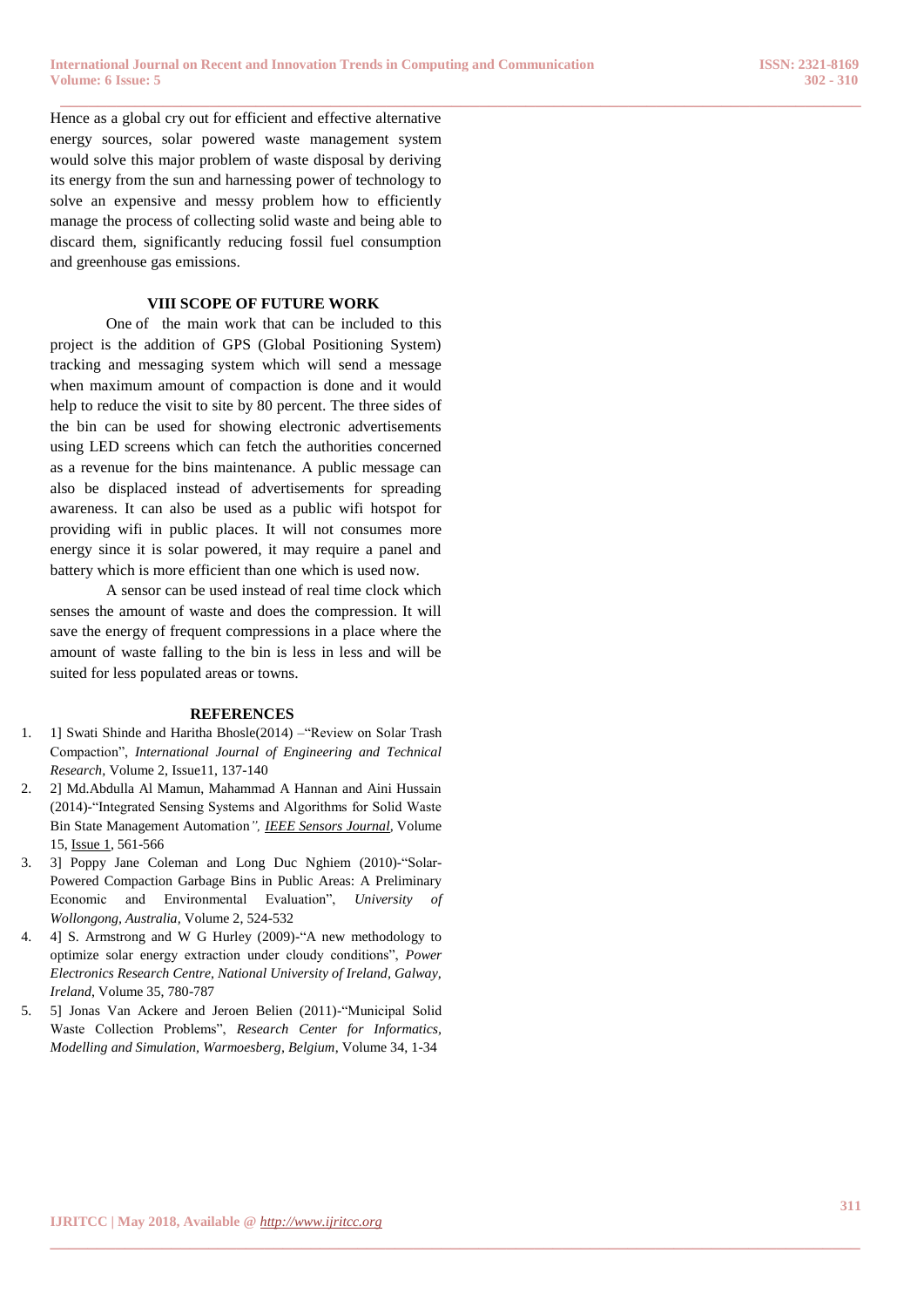Hence as a global cry out for efficient and effective alternative energy sources, solar powered waste management system would solve this major problem of waste disposal by deriving its energy from the sun and harnessing power of technology to solve an expensive and messy problem how to efficiently manage the process of collecting solid waste and being able to discard them, significantly reducing fossil fuel consumption and greenhouse gas emissions.

## VIII SCOPE OF FUTURE WORK

One of the main work that can be included to this project is the addition of GPS (Global Positioning System) tracking and messaging system which will send a message when maximum amount of compaction is done and it would help to reduce the visit to site by 80 percent. The three sides of the bin can be used for showing electronic advertisements using LED screens which can fetch the authorities concerned as a revenue for the bins maintenance. A public message can also be displaced instead of advertisements for spreading awareness. It can also be used as a public wifi hotspot for providing wifi in public places. It will not consumes more energy since it is solar powered, it may require a panel and battery which is more efficient than one which is used now.

A sensor can be used instead of real time clock which senses the amount of waste and does the compression. It will save the energy of frequent compressions in a place where the amount of waste falling to the bin is less in less and will be suited for less populated areas or towns.

## REFERENCES

1. 1] Swati Shinde and Haritha Bhosle(2014) –"Review on Solar Trash Compaction", *International Journal of Engineering and Technical Research,* Volume 2, Issue11, 137-140
2. 2] Md.Abdulla Al Mamun, Mahammad A Hannan and Aini Hussain (2014)-"Integrated Sensing Systems and Algorithms for Solid Waste Bin State Management Automation*", IEEE Sensors Journal,* Volume 15, Issue 1, 561-566
3. 3] Poppy Jane Coleman and Long Duc Nghiem (2010)-"Solar-Powered Compaction Garbage Bins in Public Areas: A Preliminary Economic and Environmental Evaluation", *University of Wollongong, Australia,* Volume 2, 524-532
4. 4] S. Armstrong and W G Hurley (2009)-"A new methodology to optimize solar energy extraction under cloudy conditions", *Power Electronics Research Centre, National University of Ireland, Galway, Ireland*, Volume 35, 780-787
5. 5] Jonas Van Ackere and Jeroen Belien (2011)-"Municipal Solid Waste Collection Problems", *Research Center for Informatics, Modelling and Simulation, Warmoesberg, Belgium*, Volume 34, 1-34